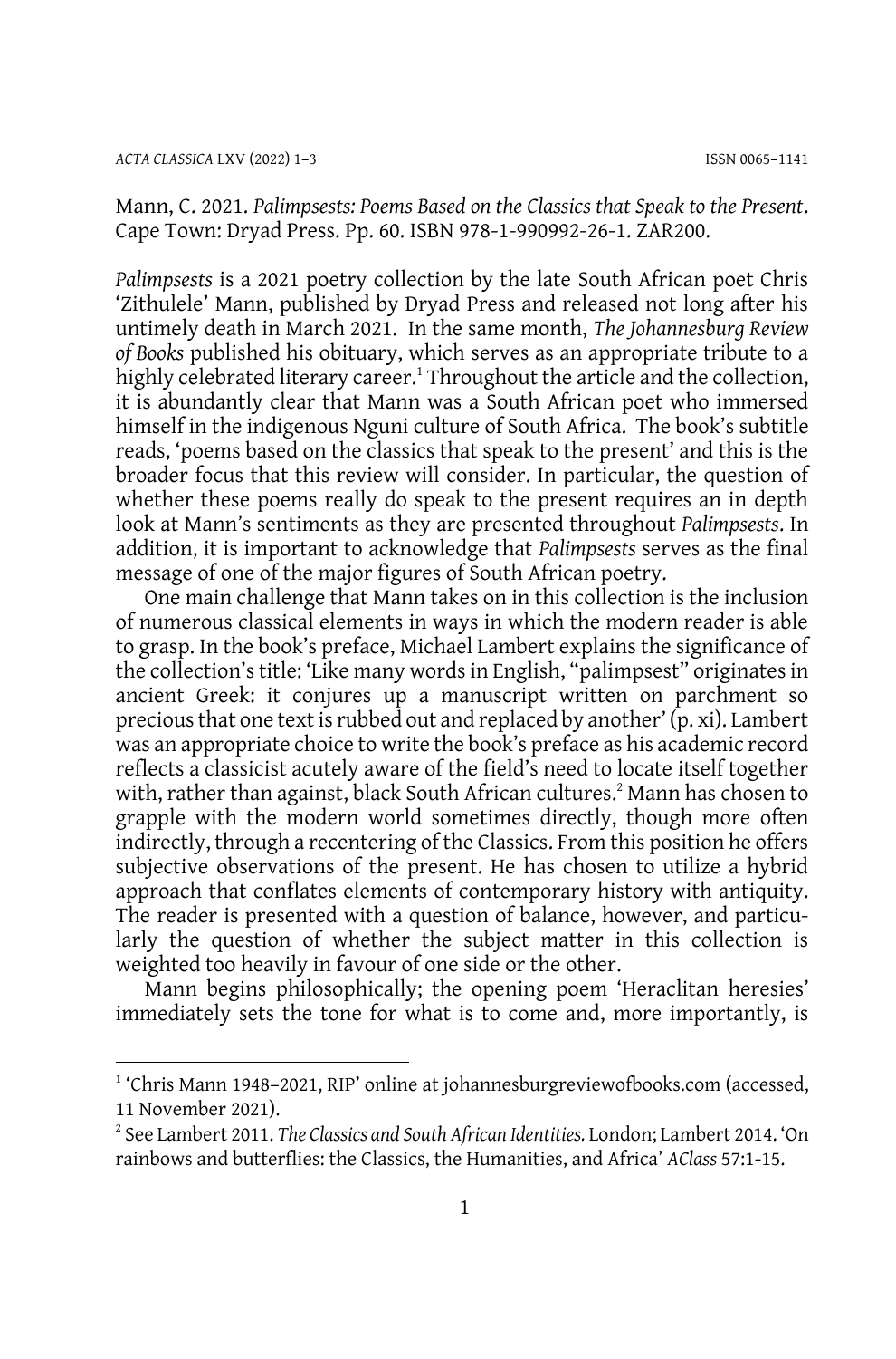Mann, C. 2021. *Palimpsests: Poems Based on the Classics that Speak to the Present*. Cape Town: Dryad Press. Pp. 60. ISBN 978-1-990992-26-1. ZAR200.

*Palimpsests* is a 2021 poetry collection by the late South African poet Chris 'Zithulele' Mann, published by Dryad Press and released not long after his untimely death in March 2021. In the same month, *The Johannesburg Review of Books* published his obituary, which serves as an appropriate tribute to a highly celebrated literary career.[1] Throughout the article and the collection, it is abundantly clear that Mann was a South African poet who immersed himself in the indigenous Nguni culture of South Africa. The book's subtitle reads, 'poems based on the classics that speak to the present' and this is the broader focus that this review will consider. In particular, the question of whether these poems really do speak to the present requires an in depth look at Mann's sentiments as they are presented throughout *Palimpsests*. In addition, it is important to acknowledge that *Palimpsests* serves as the final message of one of the major figures of South African poetry.

One main challenge that Mann takes on in this collection is the inclusion of numerous classical elements in ways in which the modern reader is able to grasp. In the book's preface, Michael Lambert explains the significance of the collection's title: 'Like many words in English, "palimpsest" originates in ancient Greek: it conjures up a manuscript written on parchment so precious that one text is rubbed out and replaced by another' (p. xi). Lambert was an appropriate choice to write the book's preface as his academic record reflects a classicist acutely aware of the field's need to locate itself together with, rather than against, black South African cultures.[2] Mann has chosen to grapple with the modern world sometimes directly, though more often indirectly, through a recentering of the Classics. From this position he offers subjective observations of the present. He has chosen to utilize a hybrid approach that conflates elements of contemporary history with antiquity. The reader is presented with a question of balance, however, and particularly the question of whether the subject matter in this collection is weighted too heavily in favour of one side or the other.

Mann begins philosophically; the opening poem 'Heraclitan heresies' immediately sets the tone for what is to come and, more importantly, is

---

[1] 'Chris Mann 1948–2021, RIP' online at johannesburgreviewofbooks.com (accessed, 11 November 2021).

[2] See Lambert 2011. *The Classics and South African Identities.* London; Lambert 2014. 'On rainbows and butterflies: the Classics, the Humanities, and Africa' *AClass* 57:1-15.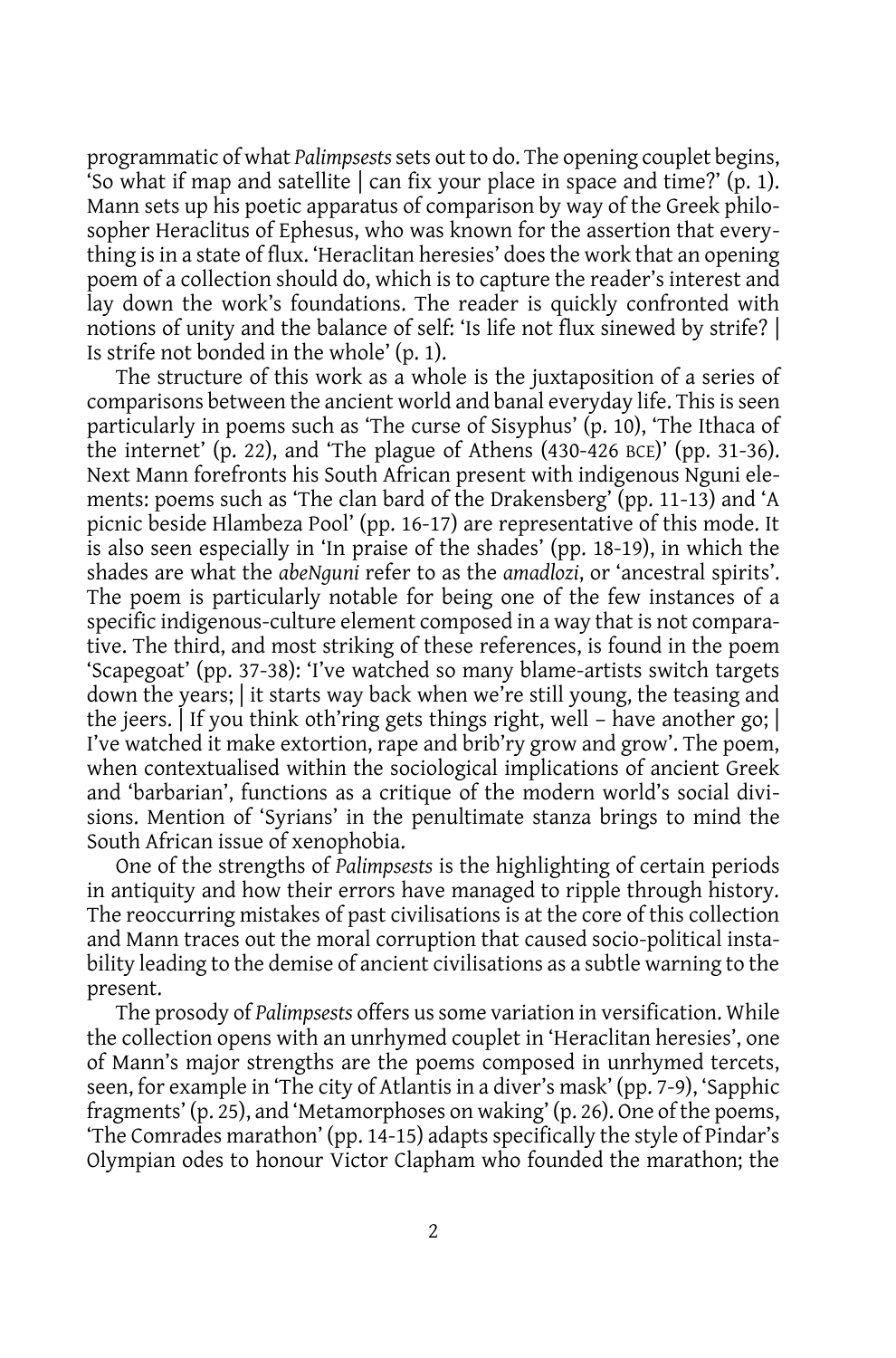programmatic of what *Palimpsests* sets out to do. The opening couplet begins, 'So what if map and satellite | can fix your place in space and time?' (p. 1). Mann sets up his poetic apparatus of comparison by way of the Greek philosopher Heraclitus of Ephesus, who was known for the assertion that everything is in a state of flux. 'Heraclitan heresies' does the work that an opening poem of a collection should do, which is to capture the reader's interest and lay down the work's foundations. The reader is quickly confronted with notions of unity and the balance of self: 'Is life not flux sinewed by strife? | Is strife not bonded in the whole' (p. 1).

The structure of this work as a whole is the juxtaposition of a series of comparisons between the ancient world and banal everyday life. This is seen particularly in poems such as 'The curse of Sisyphus' (p. 10), 'The Ithaca of the internet' (p. 22), and 'The plague of Athens (430-426 BCE)' (pp. 31-36). Next Mann forefronts his South African present with indigenous Nguni elements: poems such as 'The clan bard of the Drakensberg' (pp. 11-13) and 'A picnic beside Hlambeza Pool' (pp. 16-17) are representative of this mode. It is also seen especially in 'In praise of the shades' (pp. 18-19), in which the shades are what the *abeNguni* refer to as the *amadlozi*, or 'ancestral spirits'. The poem is particularly notable for being one of the few instances of a specific indigenous-culture element composed in a way that is not comparative. The third, and most striking of these references, is found in the poem 'Scapegoat' (pp. 37-38): 'I've watched so many blame-artists switch targets down the years; | it starts way back when we're still young, the teasing and the jeers. | If you think oth'ring gets things right, well – have another go; | I've watched it make extortion, rape and brib'ry grow and grow'. The poem, when contextualised within the sociological implications of ancient Greek and 'barbarian', functions as a critique of the modern world's social divisions. Mention of 'Syrians' in the penultimate stanza brings to mind the South African issue of xenophobia.

One of the strengths of *Palimpsests* is the highlighting of certain periods in antiquity and how their errors have managed to ripple through history. The reoccurring mistakes of past civilisations is at the core of this collection and Mann traces out the moral corruption that caused socio-political instability leading to the demise of ancient civilisations as a subtle warning to the present.

The prosody of *Palimpsests* offers us some variation in versification. While the collection opens with an unrhymed couplet in 'Heraclitan heresies', one of Mann's major strengths are the poems composed in unrhymed tercets, seen, for example in 'The city of Atlantis in a diver's mask' (pp. 7-9), 'Sapphic fragments' (p. 25), and 'Metamorphoses on waking' (p. 26). One of the poems, 'The Comrades marathon' (pp. 14-15) adapts specifically the style of Pindar's Olympian odes to honour Victor Clapham who founded the marathon; the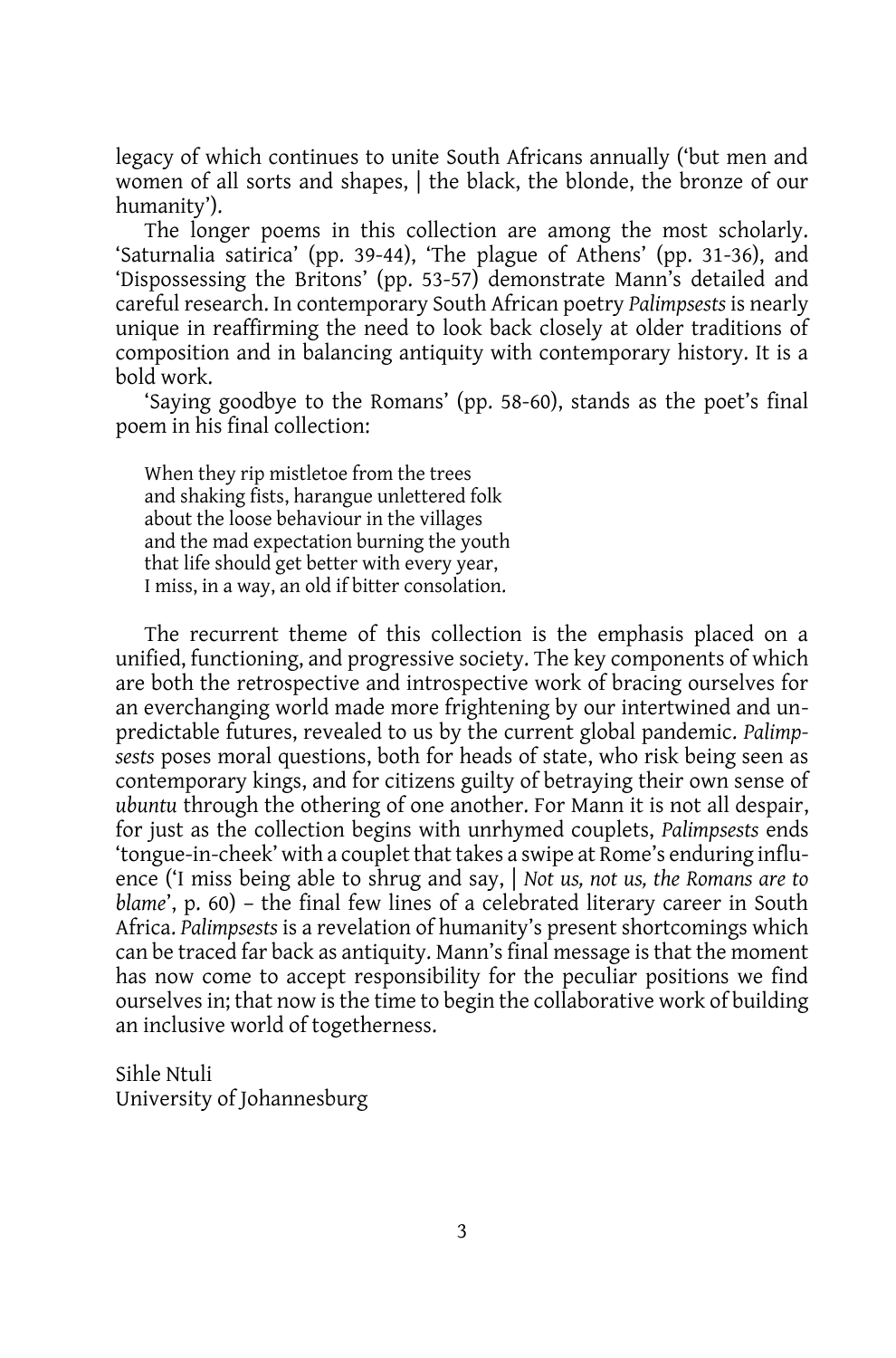legacy of which continues to unite South Africans annually ('but men and women of all sorts and shapes, | the black, the blonde, the bronze of our humanity').

The longer poems in this collection are among the most scholarly. 'Saturnalia satirica' (pp. 39-44), 'The plague of Athens' (pp. 31-36), and 'Dispossessing the Britons' (pp. 53-57) demonstrate Mann's detailed and careful research. In contemporary South African poetry *Palimpsests* is nearly unique in reaffirming the need to look back closely at older traditions of composition and in balancing antiquity with contemporary history. It is a bold work.

'Saying goodbye to the Romans' (pp. 58-60), stands as the poet's final poem in his final collection:

> When they rip mistletoe from the trees
> and shaking fists, harangue unlettered folk
> about the loose behaviour in the villages
> and the mad expectation burning the youth
> that life should get better with every year,
> I miss, in a way, an old if bitter consolation.

The recurrent theme of this collection is the emphasis placed on a unified, functioning, and progressive society. The key components of which are both the retrospective and introspective work of bracing ourselves for an everchanging world made more frightening by our intertwined and unpredictable futures, revealed to us by the current global pandemic. *Palimpsests* poses moral questions, both for heads of state, who risk being seen as contemporary kings, and for citizens guilty of betraying their own sense of *ubuntu* through the othering of one another. For Mann it is not all despair, for just as the collection begins with unrhymed couplets, *Palimpsests* ends 'tongue-in-cheek' with a couplet that takes a swipe at Rome's enduring influence ('I miss being able to shrug and say, | *Not us, not us, the Romans are to blame*', p. 60) – the final few lines of a celebrated literary career in South Africa. *Palimpsests* is a revelation of humanity's present shortcomings which can be traced far back as antiquity. Mann's final message is that the moment has now come to accept responsibility for the peculiar positions we find ourselves in; that now is the time to begin the collaborative work of building an inclusive world of togetherness.

Sihle Ntuli
University of Johannesburg